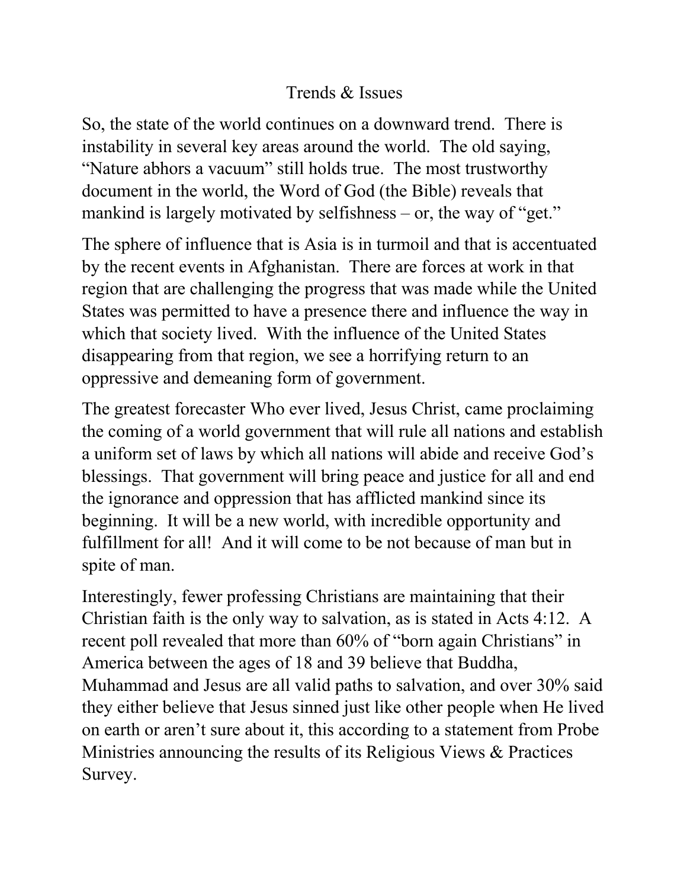# Trends & Issues

So, the state of the world continues on a downward trend. There is instability in several key areas around the world. The old saying, "Nature abhors a vacuum" still holds true. The most trustworthy document in the world, the Word of God (the Bible) reveals that mankind is largely motivated by selfishness – or, the way of "get."

The sphere of influence that is Asia is in turmoil and that is accentuated by the recent events in Afghanistan. There are forces at work in that region that are challenging the progress that was made while the United States was permitted to have a presence there and influence the way in which that society lived. With the influence of the United States disappearing from that region, we see a horrifying return to an oppressive and demeaning form of government.

The greatest forecaster Who ever lived, Jesus Christ, came proclaiming the coming of a world government that will rule all nations and establish a uniform set of laws by which all nations will abide and receive God's blessings. That government will bring peace and justice for all and end the ignorance and oppression that has afflicted mankind since its beginning. It will be a new world, with incredible opportunity and fulfillment for all! And it will come to be not because of man but in spite of man.

Interestingly, fewer professing Christians are maintaining that their Christian faith is the only way to salvation, as is stated in Acts 4:12. A recent poll revealed that more than 60% of "born again Christians" in America between the ages of 18 and 39 believe that Buddha, Muhammad and Jesus are all valid paths to salvation, and over 30% said they either believe that Jesus sinned just like other people when He lived on earth or aren't sure about it, this according to a statement from Probe Ministries announcing the results of its Religious Views & Practices Survey.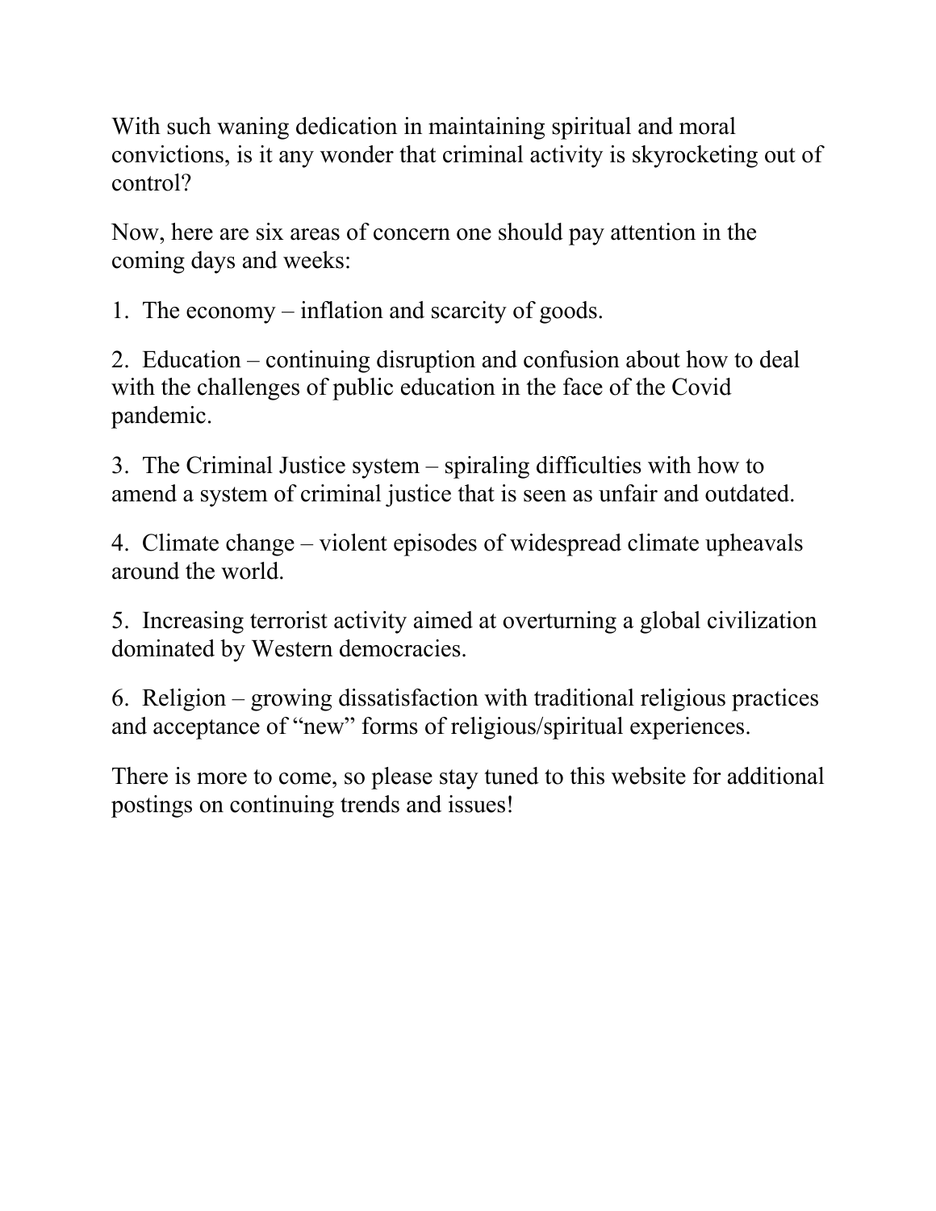With such waning dedication in maintaining spiritual and moral convictions, is it any wonder that criminal activity is skyrocketing out of control?

Now, here are six areas of concern one should pay attention in the coming days and weeks:

1. The economy – inflation and scarcity of goods.

2. Education – continuing disruption and confusion about how to deal with the challenges of public education in the face of the Covid pandemic.

3. The Criminal Justice system – spiraling difficulties with how to amend a system of criminal justice that is seen as unfair and outdated.

4. Climate change – violent episodes of widespread climate upheavals around the world.

5. Increasing terrorist activity aimed at overturning a global civilization dominated by Western democracies.

6. Religion – growing dissatisfaction with traditional religious practices and acceptance of "new" forms of religious/spiritual experiences.

There is more to come, so please stay tuned to this website for additional postings on continuing trends and issues!